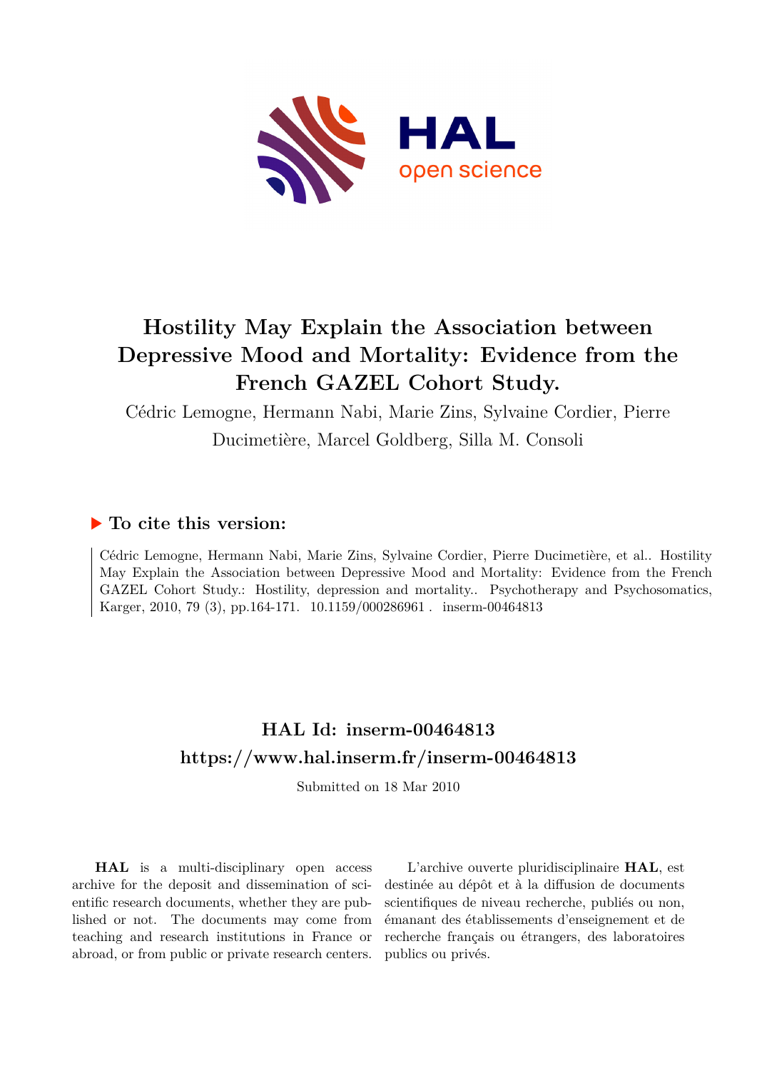# Hostility May Explain the Association between Depressive Mood and Mortality: Evidence from the French GAZEL Cohort Study.

Cédric Lemogne, Hermann Nabi, Marie Zins, Sylvaine Cordier, Pierre Ducimetière, Marcel Goldberg, Silla M. Consoli

## ▶ To cite this version:

Cédric Lemogne, Hermann Nabi, Marie Zins, Sylvaine Cordier, Pierre Ducimetière, et al.. Hostility May Explain the Association between Depressive Mood and Mortality: Evidence from the French GAZEL Cohort Study.: Hostility, depression and mortality.. Psychotherapy and Psychosomatics, Karger, 2010, 79 (3), pp.164-171. 10.1159/000286961 . inserm-00464813

## HAL Id: inserm-00464813

## https://www.hal.inserm.fr/inserm-00464813

Submitted on 18 Mar 2010

**HAL** is a multi-disciplinary open access archive for the deposit and dissemination of scientific research documents, whether they are published or not. The documents may come from teaching and research institutions in France or abroad, or from public or private research centers.

L'archive ouverte pluridisciplinaire **HAL**, est destinée au dépôt et à la diffusion de documents scientifiques de niveau recherche, publiés ou non, émanant des établissements d'enseignement et de recherche français ou étrangers, des laboratoires publics ou privés.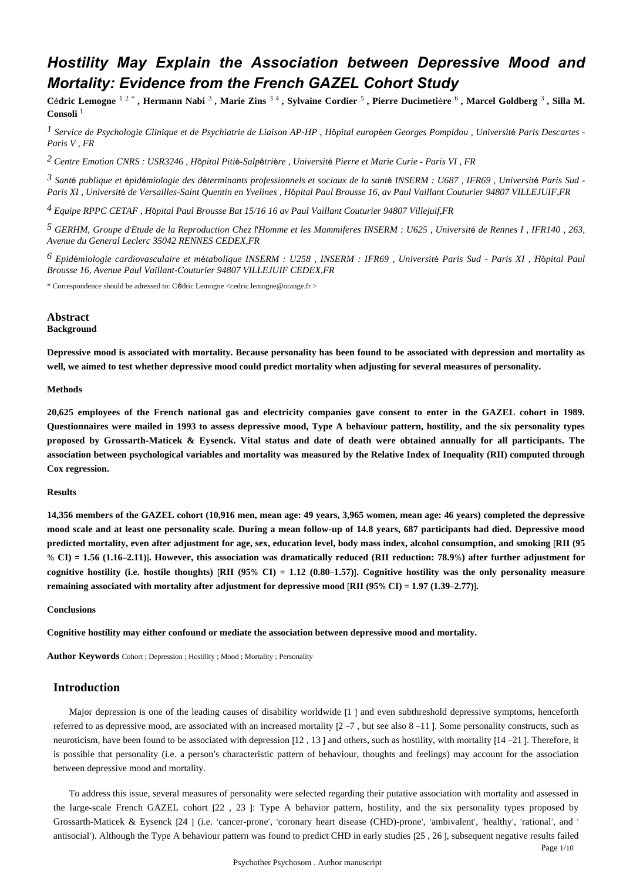# Hostility May Explain the Association between Depressive Mood and Mortality: Evidence from the French GAZEL Cohort Study

**Cédric Lemogne** [1 2 *] **, Hermann Nabi** [3] **, Marie Zins** [3 4] **, Sylvaine Cordier** [5] **, Pierre Ducimetière** [6] **, Marcel Goldberg** [3] **, Silla M. Consoli** [1]

*[1] Service de Psychologie Clinique et de Psychiatrie de Liaison AP-HP , Hôpital européen Georges Pompidou , Université Paris Descartes - Paris V , FR*

*[2] Centre Emotion CNRS : USR3246 , Hôpital Pitié-Salpêtrière , Université Pierre et Marie Curie - Paris VI , FR*

*[3] Santé publique et épidémiologie des déterminants professionnels et sociaux de la santé INSERM : U687 , IFR69 , Université Paris Sud - Paris XI , Université de Versailles-Saint Quentin en Yvelines , Hôpital Paul Brousse 16, av Paul Vaillant Couturier 94807 VILLEJUIF,FR*

*[4] Equipe RPPC CETAF , Hôpital Paul Brousse Bat 15/16 16 av Paul Vaillant Couturier 94807 Villejuif,FR*

*[5] GERHM, Groupe d'Etude de la Reproduction Chez l'Homme et les Mammiferes INSERM : U625 , Université de Rennes I , IFR140 , 263, Avenue du General Leclerc 35042 RENNES CEDEX,FR*

*[6] Epidémiologie cardiovasculaire et métabolique INSERM : U258 , INSERM : IFR69 , Université Paris Sud - Paris XI , Hôpital Paul Brousse 16, Avenue Paul Vaillant-Couturier 94807 VILLEJUIF CEDEX,FR*

* Correspondence should be adressed to: Cédric Lemogne <cedric.lemogne@orange.fr >

## Abstract

**Background**

**Depressive mood is associated with mortality. Because personality has been found to be associated with depression and mortality as well, we aimed to test whether depressive mood could predict mortality when adjusting for several measures of personality.**

**Methods**

**20,625 employees of the French national gas and electricity companies gave consent to enter in the GAZEL cohort in 1989. Questionnaires were mailed in 1993 to assess depressive mood, Type A behaviour pattern, hostility, and the six personality types proposed by Grossarth-Maticek & Eysenck. Vital status and date of death were obtained annually for all participants. The association between psychological variables and mortality was measured by the Relative Index of Inequality (RII) computed through Cox regression.**

**Results**

**14,356 members of the GAZEL cohort (10,916 men, mean age: 49 years, 3,965 women, mean age: 46 years) completed the depressive mood scale and at least one personality scale. During a mean follow-up of 14.8 years, 687 participants had died. Depressive mood predicted mortality, even after adjustment for age, sex, education level, body mass index, alcohol consumption, and smoking [RII (95 % CI) = 1.56 (1.16–2.11)]. However, this association was dramatically reduced (RII reduction: 78.9%) after further adjustment for cognitive hostility (i.e. hostile thoughts) [RII (95% CI) = 1.12 (0.80–1.57)]. Cognitive hostility was the only personality measure remaining associated with mortality after adjustment for depressive mood [RII (95% CI) = 1.97 (1.39–2.77)].**

**Conclusions**

**Cognitive hostility may either confound or mediate the association between depressive mood and mortality.**

**Author Keywords** Cohort ; Depression ; Hostility ; Mood ; Mortality ; Personality

## Introduction

Major depression is one of the leading causes of disability worldwide [1 ] and even subthreshold depressive symptoms, henceforth referred to as depressive mood, are associated with an increased mortality [2 –7 , but see also 8 –11 ]. Some personality constructs, such as neuroticism, have been found to be associated with depression [12 , 13 ] and others, such as hostility, with mortality [14 –21 ]. Therefore, it is possible that personality (i.e. a person's characteristic pattern of behaviour, thoughts and feelings) may account for the association between depressive mood and mortality.

To address this issue, several measures of personality were selected regarding their putative association with mortality and assessed in the large-scale French GAZEL cohort [22 , 23 ]: Type A behavior pattern, hostility, and the six personality types proposed by Grossarth-Maticek & Eysenck [24 ] (i.e. 'cancer-prone', 'coronary heart disease (CHD)-prone', 'ambivalent', 'healthy', 'rational', and ' antisocial'). Although the Type A behaviour pattern was found to predict CHD in early studies [25 , 26 ], subsequent negative results failed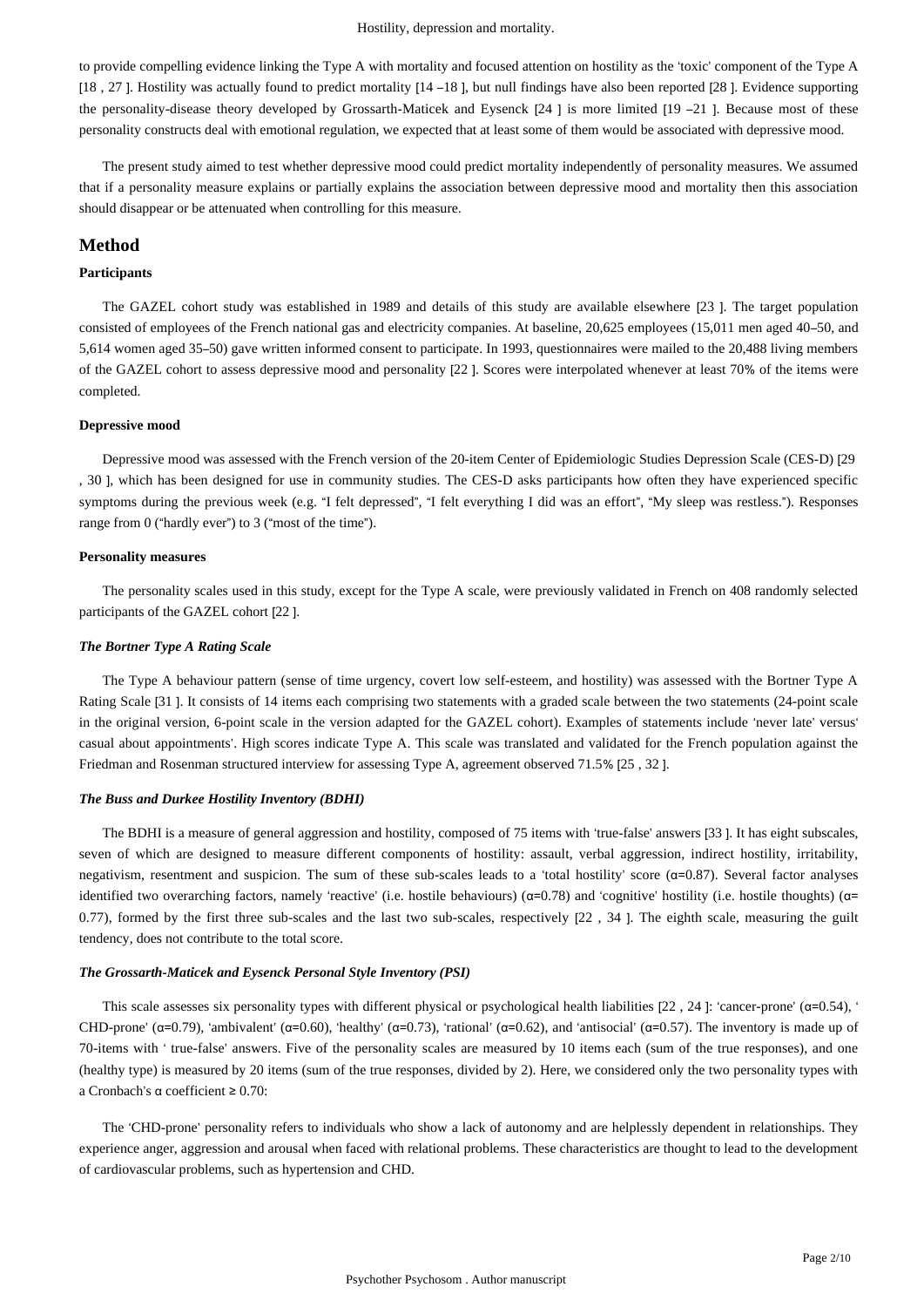to provide compelling evidence linking the Type A with mortality and focused attention on hostility as the 'toxic' component of the Type A [18, 27]. Hostility was actually found to predict mortality [14–18], but null findings have also been reported [28]. Evidence supporting the personality-disease theory developed by Grossarth-Maticek and Eysenck [24] is more limited [19–21]. Because most of these personality constructs deal with emotional regulation, we expected that at least some of them would be associated with depressive mood.

The present study aimed to test whether depressive mood could predict mortality independently of personality measures. We assumed that if a personality measure explains or partially explains the association between depressive mood and mortality then this association should disappear or be attenuated when controlling for this measure.

## Method

### Participants

The GAZEL cohort study was established in 1989 and details of this study are available elsewhere [23]. The target population consisted of employees of the French national gas and electricity companies. At baseline, 20,625 employees (15,011 men aged 40–50, and 5,614 women aged 35–50) gave written informed consent to participate. In 1993, questionnaires were mailed to the 20,488 living members of the GAZEL cohort to assess depressive mood and personality [22]. Scores were interpolated whenever at least 70% of the items were completed.

### Depressive mood

Depressive mood was assessed with the French version of the 20-item Center of Epidemiologic Studies Depression Scale (CES-D) [29, 30], which has been designed for use in community studies. The CES-D asks participants how often they have experienced specific symptoms during the previous week (e.g. "I felt depressed", "I felt everything I did was an effort", "My sleep was restless."). Responses range from 0 ("hardly ever") to 3 ("most of the time").

### Personality measures

The personality scales used in this study, except for the Type A scale, were previously validated in French on 408 randomly selected participants of the GAZEL cohort [22].

#### *The Bortner Type A Rating Scale*

The Type A behaviour pattern (sense of time urgency, covert low self-esteem, and hostility) was assessed with the Bortner Type A Rating Scale [31]. It consists of 14 items each comprising two statements with a graded scale between the two statements (24-point scale in the original version, 6-point scale in the version adapted for the GAZEL cohort). Examples of statements include 'never late' versus 'casual about appointments'. High scores indicate Type A. This scale was translated and validated for the French population against the Friedman and Rosenman structured interview for assessing Type A, agreement observed 71.5% [25, 32].

#### *The Buss and Durkee Hostility Inventory (BDHI)*

The BDHI is a measure of general aggression and hostility, composed of 75 items with 'true-false' answers [33]. It has eight subscales, seven of which are designed to measure different components of hostility: assault, verbal aggression, indirect hostility, irritability, negativism, resentment and suspicion. The sum of these sub-scales leads to a 'total hostility' score ($\alpha$=0.87). Several factor analyses identified two overarching factors, namely 'reactive' (i.e. hostile behaviours) ($\alpha$=0.78) and 'cognitive' hostility (i.e. hostile thoughts) ($\alpha$= 0.77), formed by the first three sub-scales and the last two sub-scales, respectively [22, 34]. The eighth scale, measuring the guilt tendency, does not contribute to the total score.

#### *The Grossarth-Maticek and Eysenck Personal Style Inventory (PSI)*

This scale assesses six personality types with different physical or psychological health liabilities [22, 24]: 'cancer-prone' ($\alpha$=0.54), 'CHD-prone' ($\alpha$=0.79), 'ambivalent' ($\alpha$=0.60), 'healthy' ($\alpha$=0.73), 'rational' ($\alpha$=0.62), and 'antisocial' ($\alpha$=0.57). The inventory is made up of 70-items with 'true-false' answers. Five of the personality scales are measured by 10 items each (sum of the true responses), and one (healthy type) is measured by 20 items (sum of the true responses, divided by 2). Here, we considered only the two personality types with a Cronbach's $\alpha$ coefficient ≥ 0.70:

The 'CHD-prone' personality refers to individuals who show a lack of autonomy and are helplessly dependent in relationships. They experience anger, aggression and arousal when faced with relational problems. These characteristics are thought to lead to the development of cardiovascular problems, such as hypertension and CHD.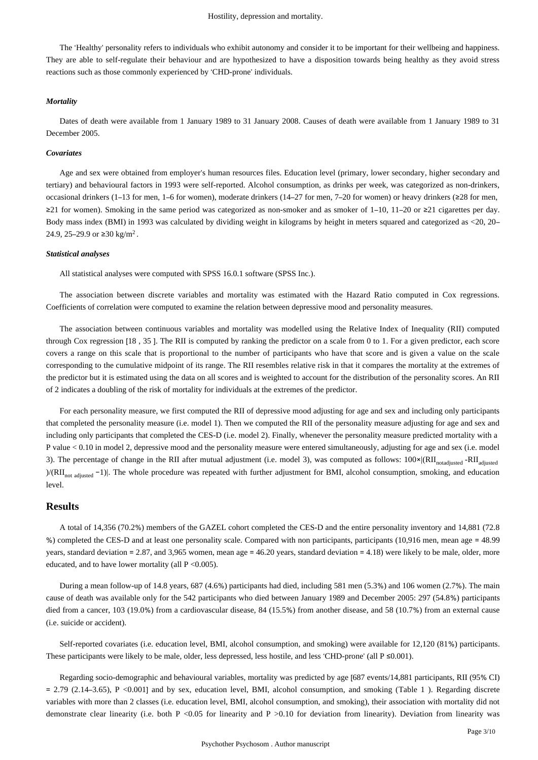The 'Healthy' personality refers to individuals who exhibit autonomy and consider it to be important for their wellbeing and happiness. They are able to self-regulate their behaviour and are hypothesized to have a disposition towards being healthy as they avoid stress reactions such as those commonly experienced by 'CHD-prone' individuals.

#### *Mortality*

Dates of death were available from 1 January 1989 to 31 January 2008. Causes of death were available from 1 January 1989 to 31 December 2005.

#### *Covariates*

Age and sex were obtained from employer's human resources files. Education level (primary, lower secondary, higher secondary and tertiary) and behavioural factors in 1993 were self-reported. Alcohol consumption, as drinks per week, was categorized as non-drinkers, occasional drinkers (1–13 for men, 1–6 for women), moderate drinkers (14–27 for men, 7–20 for women) or heavy drinkers (≥28 for men, ≥21 for women). Smoking in the same period was categorized as non-smoker and as smoker of 1–10, 11–20 or ≥21 cigarettes per day. Body mass index (BMI) in 1993 was calculated by dividing weight in kilograms by height in meters squared and categorized as <20, 20–24.9, 25–29.9 or ≥30 $kg/m^2$.

#### *Statistical analyses*

All statistical analyses were computed with SPSS 16.0.1 software (SPSS Inc.).

The association between discrete variables and mortality was estimated with the Hazard Ratio computed in Cox regressions. Coefficients of correlation were computed to examine the relation between depressive mood and personality measures.

The association between continuous variables and mortality was modelled using the Relative Index of Inequality (RII) computed through Cox regression [18 , 35 ]. The RII is computed by ranking the predictor on a scale from 0 to 1. For a given predictor, each score covers a range on this scale that is proportional to the number of participants who have that score and is given a value on the scale corresponding to the cumulative midpoint of its range. The RII resembles relative risk in that it compares the mortality at the extremes of the predictor but it is estimated using the data on all scores and is weighted to account for the distribution of the personality scores. An RII of 2 indicates a doubling of the risk of mortality for individuals at the extremes of the predictor.

For each personality measure, we first computed the RII of depressive mood adjusting for age and sex and including only participants that completed the personality measure (i.e. model 1). Then we computed the RII of the personality measure adjusting for age and sex and including only participants that completed the CES-D (i.e. model 2). Finally, whenever the personality measure predicted mortality with a P value < 0.10 in model 2, depressive mood and the personality measure were entered simultaneously, adjusting for age and sex (i.e. model 3). The percentage of change in the RII after mutual adjustment (i.e. model 3), was computed as follows: $100\times|(RII_{notadjusted} - RII_{adjusted})/(RII_{not\ adjusted} - 1)|$. The whole procedure was repeated with further adjustment for BMI, alcohol consumption, smoking, and education level.

## Results

A total of 14,356 (70.2%) members of the GAZEL cohort completed the CES-D and the entire personality inventory and 14,881 (72.8 %) completed the CES-D and at least one personality scale. Compared with non participants, participants (10,916 men, mean age = 48.99 years, standard deviation = 2.87, and 3,965 women, mean age = 46.20 years, standard deviation = 4.18) were likely to be male, older, more educated, and to have lower mortality (all P <0.005).

During a mean follow-up of 14.8 years, 687 (4.6%) participants had died, including 581 men (5.3%) and 106 women (2.7%). The main cause of death was available only for the 542 participants who died between January 1989 and December 2005: 297 (54.8%) participants died from a cancer, 103 (19.0%) from a cardiovascular disease, 84 (15.5%) from another disease, and 58 (10.7%) from an external cause (i.e. suicide or accident).

Self-reported covariates (i.e. education level, BMI, alcohol consumption, and smoking) were available for 12,120 (81%) participants. These participants were likely to be male, older, less depressed, less hostile, and less 'CHD-prone' (all P ≤0.001).

Regarding socio-demographic and behavioural variables, mortality was predicted by age [687 events/14,881 participants, RII (95% CI) = 2.79 (2.14–3.65), P <0.001] and by sex, education level, BMI, alcohol consumption, and smoking (Table 1 ). Regarding discrete variables with more than 2 classes (i.e. education level, BMI, alcohol consumption, and smoking), their association with mortality did not demonstrate clear linearity (i.e. both P <0.05 for linearity and P >0.10 for deviation from linearity). Deviation from linearity was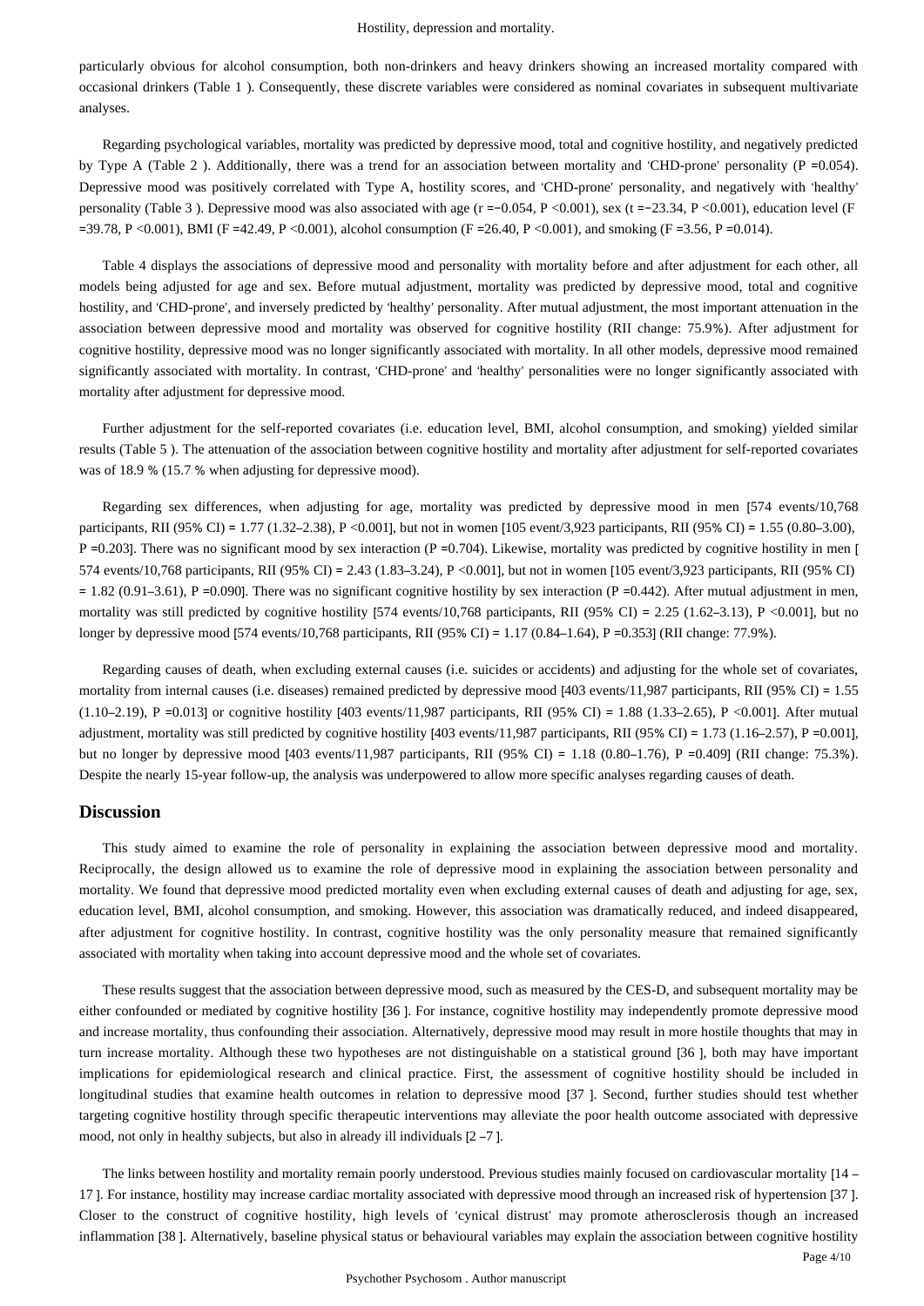particularly obvious for alcohol consumption, both non-drinkers and heavy drinkers showing an increased mortality compared with occasional drinkers (Table 1 ). Consequently, these discrete variables were considered as nominal covariates in subsequent multivariate analyses.

Regarding psychological variables, mortality was predicted by depressive mood, total and cognitive hostility, and negatively predicted by Type A (Table 2 ). Additionally, there was a trend for an association between mortality and 'CHD-prone' personality ($P = 0.054$). Depressive mood was positively correlated with Type A, hostility scores, and 'CHD-prone' personality, and negatively with 'healthy' personality (Table 3 ). Depressive mood was also associated with age ($r = -0.054$, $P < 0.001$), sex ($t = -23.34$, $P < 0.001$), education level ($F = 39.78$, $P < 0.001$), BMI ($F = 42.49$, $P < 0.001$), alcohol consumption ($F = 26.40$, $P < 0.001$), and smoking ($F = 3.56$, $P = 0.014$).

Table 4 displays the associations of depressive mood and personality with mortality before and after adjustment for each other, all models being adjusted for age and sex. Before mutual adjustment, mortality was predicted by depressive mood, total and cognitive hostility, and 'CHD-prone', and inversely predicted by 'healthy' personality. After mutual adjustment, the most important attenuation in the association between depressive mood and mortality was observed for cognitive hostility (RII change: 75.9%). After adjustment for cognitive hostility, depressive mood was no longer significantly associated with mortality. In all other models, depressive mood remained significantly associated with mortality. In contrast, 'CHD-prone' and 'healthy' personalities were no longer significantly associated with mortality after adjustment for depressive mood.

Further adjustment for the self-reported covariates (i.e. education level, BMI, alcohol consumption, and smoking) yielded similar results (Table 5 ). The attenuation of the association between cognitive hostility and mortality after adjustment for self-reported covariates was of 18.9 % (15.7 % when adjusting for depressive mood).

Regarding sex differences, when adjusting for age, mortality was predicted by depressive mood in men [574 events/10,768 participants, RII (95% CI) = 1.77 (1.32–2.38), $P < 0.001$], but not in women [105 event/3,923 participants, RII (95% CI) = 1.55 (0.80–3.00), $P = 0.203$]. There was no significant mood by sex interaction ($P = 0.704$). Likewise, mortality was predicted by cognitive hostility in men [ 574 events/10,768 participants, RII (95% CI) = 2.43 (1.83–3.24), $P < 0.001$], but not in women [105 event/3,923 participants, RII (95% CI) = 1.82 (0.91–3.61), $P = 0.090$]. There was no significant cognitive hostility by sex interaction ($P = 0.442$). After mutual adjustment in men, mortality was still predicted by cognitive hostility [574 events/10,768 participants, RII (95% CI) = 2.25 (1.62–3.13), $P < 0.001$], but no longer by depressive mood [574 events/10,768 participants, RII (95% CI) = 1.17 (0.84–1.64), $P = 0.353$] (RII change: 77.9%).

Regarding causes of death, when excluding external causes (i.e. suicides or accidents) and adjusting for the whole set of covariates, mortality from internal causes (i.e. diseases) remained predicted by depressive mood [403 events/11,987 participants, RII (95% CI) = 1.55 (1.10–2.19), $P = 0.013$] or cognitive hostility [403 events/11,987 participants, RII (95% CI) = 1.88 (1.33–2.65), $P < 0.001$]. After mutual adjustment, mortality was still predicted by cognitive hostility [403 events/11,987 participants, RII (95% CI) = 1.73 (1.16–2.57), $P = 0.001$], but no longer by depressive mood [403 events/11,987 participants, RII (95% CI) = 1.18 (0.80–1.76), $P = 0.409$] (RII change: 75.3%). Despite the nearly 15-year follow-up, the analysis was underpowered to allow more specific analyses regarding causes of death.

## Discussion

This study aimed to examine the role of personality in explaining the association between depressive mood and mortality. Reciprocally, the design allowed us to examine the role of depressive mood in explaining the association between personality and mortality. We found that depressive mood predicted mortality even when excluding external causes of death and adjusting for age, sex, education level, BMI, alcohol consumption, and smoking. However, this association was dramatically reduced, and indeed disappeared, after adjustment for cognitive hostility. In contrast, cognitive hostility was the only personality measure that remained significantly associated with mortality when taking into account depressive mood and the whole set of covariates.

These results suggest that the association between depressive mood, such as measured by the CES-D, and subsequent mortality may be either confounded or mediated by cognitive hostility [36 ]. For instance, cognitive hostility may independently promote depressive mood and increase mortality, thus confounding their association. Alternatively, depressive mood may result in more hostile thoughts that may in turn increase mortality. Although these two hypotheses are not distinguishable on a statistical ground [36 ], both may have important implications for epidemiological research and clinical practice. First, the assessment of cognitive hostility should be included in longitudinal studies that examine health outcomes in relation to depressive mood [37 ]. Second, further studies should test whether targeting cognitive hostility through specific therapeutic interventions may alleviate the poor health outcome associated with depressive mood, not only in healthy subjects, but also in already ill individuals [2 –7 ].

The links between hostility and mortality remain poorly understood. Previous studies mainly focused on cardiovascular mortality [14 – 17 ]. For instance, hostility may increase cardiac mortality associated with depressive mood through an increased risk of hypertension [37 ]. Closer to the construct of cognitive hostility, high levels of 'cynical distrust' may promote atherosclerosis though an increased inflammation [38 ]. Alternatively, baseline physical status or behavioural variables may explain the association between cognitive hostility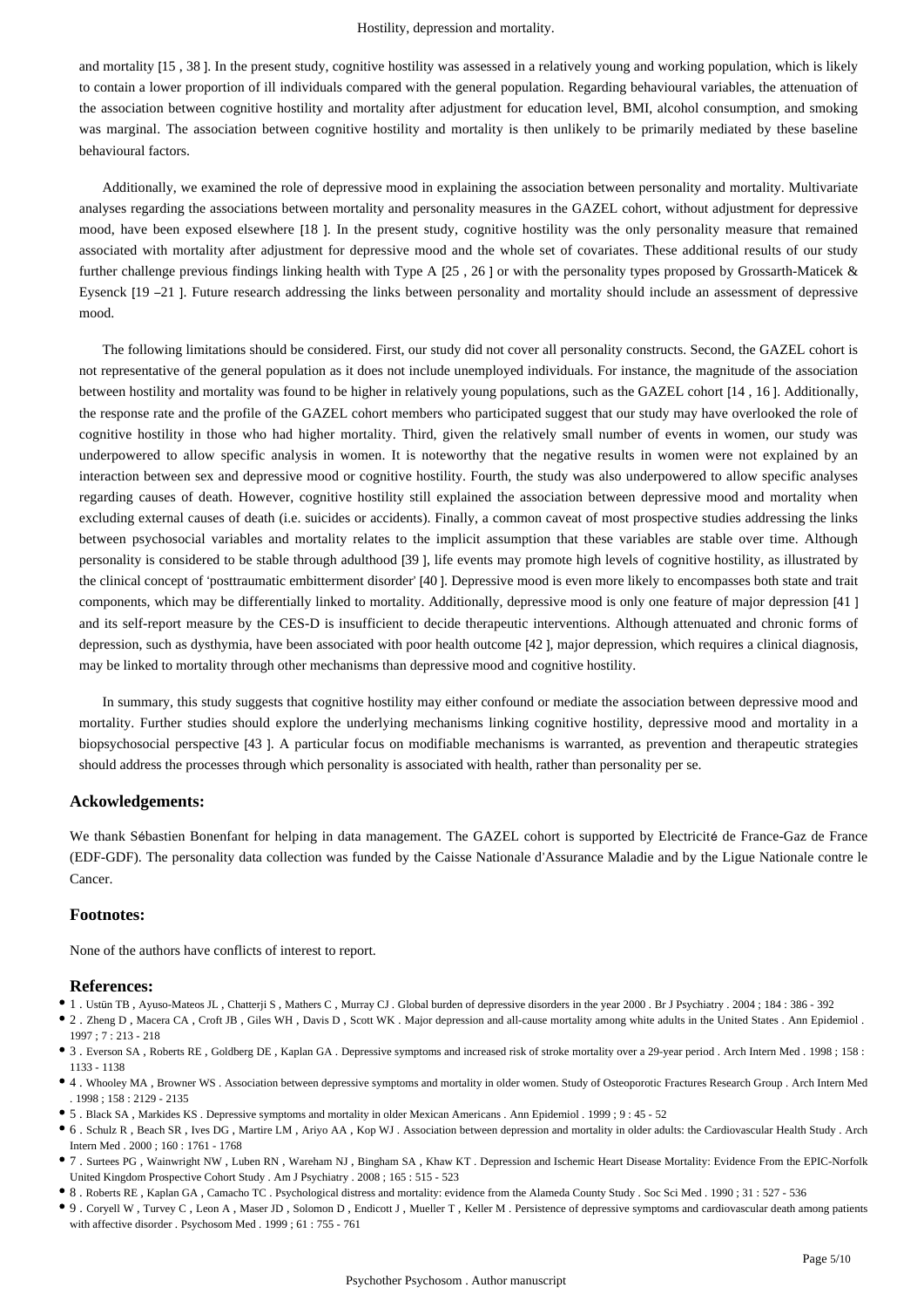and mortality [15 , 38 ]. In the present study, cognitive hostility was assessed in a relatively young and working population, which is likely to contain a lower proportion of ill individuals compared with the general population. Regarding behavioural variables, the attenuation of the association between cognitive hostility and mortality after adjustment for education level, BMI, alcohol consumption, and smoking was marginal. The association between cognitive hostility and mortality is then unlikely to be primarily mediated by these baseline behavioural factors.

Additionally, we examined the role of depressive mood in explaining the association between personality and mortality. Multivariate analyses regarding the associations between mortality and personality measures in the GAZEL cohort, without adjustment for depressive mood, have been exposed elsewhere [18 ]. In the present study, cognitive hostility was the only personality measure that remained associated with mortality after adjustment for depressive mood and the whole set of covariates. These additional results of our study further challenge previous findings linking health with Type A [25 , 26 ] or with the personality types proposed by Grossarth-Maticek & Eysenck [19 –21 ]. Future research addressing the links between personality and mortality should include an assessment of depressive mood.

The following limitations should be considered. First, our study did not cover all personality constructs. Second, the GAZEL cohort is not representative of the general population as it does not include unemployed individuals. For instance, the magnitude of the association between hostility and mortality was found to be higher in relatively young populations, such as the GAZEL cohort [14 , 16 ]. Additionally, the response rate and the profile of the GAZEL cohort members who participated suggest that our study may have overlooked the role of cognitive hostility in those who had higher mortality. Third, given the relatively small number of events in women, our study was underpowered to allow specific analysis in women. It is noteworthy that the negative results in women were not explained by an interaction between sex and depressive mood or cognitive hostility. Fourth, the study was also underpowered to allow specific analyses regarding causes of death. However, cognitive hostility still explained the association between depressive mood and mortality when excluding external causes of death (i.e. suicides or accidents). Finally, a common caveat of most prospective studies addressing the links between psychosocial variables and mortality relates to the implicit assumption that these variables are stable over time. Although personality is considered to be stable through adulthood [39 ], life events may promote high levels of cognitive hostility, as illustrated by the clinical concept of 'posttraumatic embitterment disorder' [40 ]. Depressive mood is even more likely to encompasses both state and trait components, which may be differentially linked to mortality. Additionally, depressive mood is only one feature of major depression [41 ] and its self-report measure by the CES-D is insufficient to decide therapeutic interventions. Although attenuated and chronic forms of depression, such as dysthymia, have been associated with poor health outcome [42 ], major depression, which requires a clinical diagnosis, may be linked to mortality through other mechanisms than depressive mood and cognitive hostility.

In summary, this study suggests that cognitive hostility may either confound or mediate the association between depressive mood and mortality. Further studies should explore the underlying mechanisms linking cognitive hostility, depressive mood and mortality in a biopsychosocial perspective [43 ]. A particular focus on modifiable mechanisms is warranted, as prevention and therapeutic strategies should address the processes through which personality is associated with health, rather than personality per se.

### Ackowledgements:

We thank Sébastien Bonenfant for helping in data management. The GAZEL cohort is supported by Electricité de France-Gaz de France (EDF-GDF). The personality data collection was funded by the Caisse Nationale d'Assurance Maladie and by the Ligue Nationale contre le Cancer.

### Footnotes:

None of the authors have conflicts of interest to report.

### References:

- 1 . Ustün TB , Ayuso-Mateos JL , Chatterji S , Mathers C , Murray CJ . Global burden of depressive disorders in the year 2000 . Br J Psychiatry . 2004 ; 184 : 386 - 392
- 2 . Zheng D , Macera CA , Croft JB , Giles WH , Davis D , Scott WK . Major depression and all-cause mortality among white adults in the United States . Ann Epidemiol . 1997 ; 7 : 213 - 218
- 3 . Everson SA , Roberts RE , Goldberg DE , Kaplan GA . Depressive symptoms and increased risk of stroke mortality over a 29-year period . Arch Intern Med . 1998 ; 158 : 1133 - 1138
- 4 . Whooley MA , Browner WS . Association between depressive symptoms and mortality in older women. Study of Osteoporotic Fractures Research Group . Arch Intern Med . 1998 ; 158 : 2129 - 2135
- 5 . Black SA , Markides KS . Depressive symptoms and mortality in older Mexican Americans . Ann Epidemiol . 1999 ; 9 : 45 - 52
- 6 . Schulz R , Beach SR , Ives DG , Martire LM , Ariyo AA , Kop WJ . Association between depression and mortality in older adults: the Cardiovascular Health Study . Arch Intern Med . 2000 ; 160 : 1761 - 1768
- 7 . Surtees PG , Wainwright NW , Luben RN , Wareham NJ , Bingham SA , Khaw KT . Depression and Ischemic Heart Disease Mortality: Evidence From the EPIC-Norfolk United Kingdom Prospective Cohort Study . Am J Psychiatry . 2008 ; 165 : 515 - 523
- 8 . Roberts RE , Kaplan GA , Camacho TC . Psychological distress and mortality: evidence from the Alameda County Study . Soc Sci Med . 1990 ; 31 : 527 - 536
- 9 . Coryell W , Turvey C , Leon A , Maser JD , Solomon D , Endicott J , Mueller T , Keller M . Persistence of depressive symptoms and cardiovascular death among patients with affective disorder . Psychosom Med . 1999 ; 61 : 755 - 761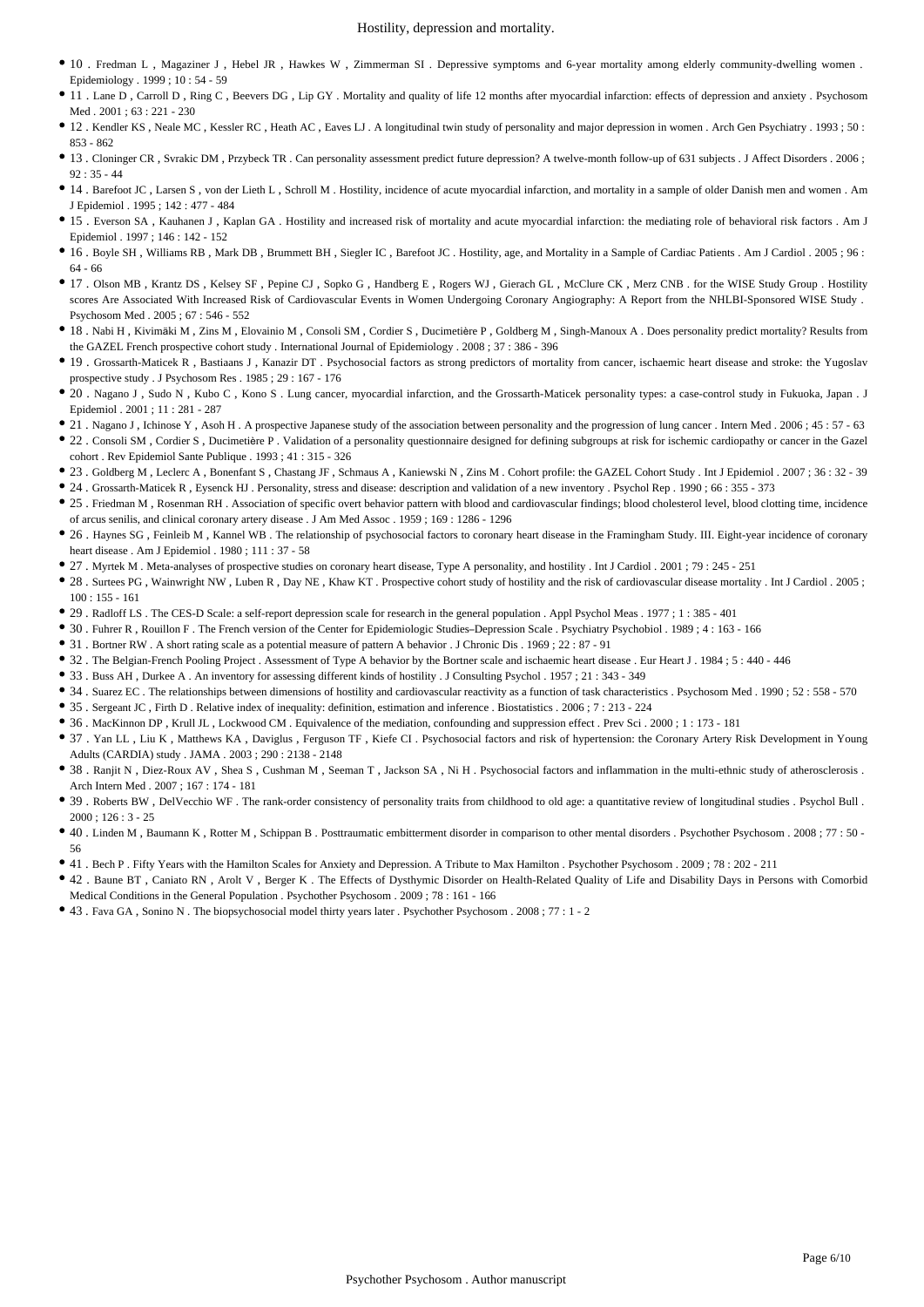- 10 . Fredman L , Magaziner J , Hebel JR , Hawkes W , Zimmerman SI . Depressive symptoms and 6-year mortality among elderly community-dwelling women . Epidemiology . 1999 ; 10 : 54 - 59
- 11 . Lane D , Carroll D , Ring C , Beevers DG , Lip GY . Mortality and quality of life 12 months after myocardial infarction: effects of depression and anxiety . Psychosom Med . 2001 ; 63 : 221 - 230
- 12 . Kendler KS , Neale MC , Kessler RC , Heath AC , Eaves LJ . A longitudinal twin study of personality and major depression in women . Arch Gen Psychiatry . 1993 ; 50 : 853 - 862
- 13 . Cloninger CR , Svrakic DM , Przybeck TR . Can personality assessment predict future depression? A twelve-month follow-up of 631 subjects . J Affect Disorders . 2006 ; 92 : 35 - 44
- 14 . Barefoot JC , Larsen S , von der Lieth L , Schroll M . Hostility, incidence of acute myocardial infarction, and mortality in a sample of older Danish men and women . Am J Epidemiol . 1995 ; 142 : 477 - 484
- 15 . Everson SA , Kauhanen J , Kaplan GA . Hostility and increased risk of mortality and acute myocardial infarction: the mediating role of behavioral risk factors . Am J Epidemiol . 1997 ; 146 : 142 - 152
- 16 . Boyle SH , Williams RB , Mark DB , Brummett BH , Siegler IC , Barefoot JC . Hostility, age, and Mortality in a Sample of Cardiac Patients . Am J Cardiol . 2005 ; 96 : 64 - 66
- 17 . Olson MB , Krantz DS , Kelsey SF , Pepine CJ , Sopko G , Handberg E , Rogers WJ , Gierach GL , McClure CK , Merz CNB . for the WISE Study Group . Hostility scores Are Associated With Increased Risk of Cardiovascular Events in Women Undergoing Coronary Angiography: A Report from the NHLBI-Sponsored WISE Study . Psychosom Med . 2005 ; 67 : 546 - 552
- 18 . Nabi H , Kivimäki M , Zins M , Elovainio M , Consoli SM , Cordier S , Ducimetière P , Goldberg M , Singh-Manoux A . Does personality predict mortality? Results from the GAZEL French prospective cohort study . International Journal of Epidemiology . 2008 ; 37 : 386 - 396
- 19 . Grossarth-Maticek R , Bastiaans J , Kanazir DT . Psychosocial factors as strong predictors of mortality from cancer, ischaemic heart disease and stroke: the Yugoslav prospective study . J Psychosom Res . 1985 ; 29 : 167 - 176
- 20 . Nagano J , Sudo N , Kubo C , Kono S . Lung cancer, myocardial infarction, and the Grossarth-Maticek personality types: a case-control study in Fukuoka, Japan . J Epidemiol . 2001 ; 11 : 281 - 287
- 21 . Nagano J , Ichinose Y , Asoh H . A prospective Japanese study of the association between personality and the progression of lung cancer . Intern Med . 2006 ; 45 : 57 - 63
- 22 . Consoli SM , Cordier S , Ducimetière P . Validation of a personality questionnaire designed for defining subgroups at risk for ischemic cardiopathy or cancer in the Gazel cohort . Rev Epidemiol Sante Publique . 1993 ; 41 : 315 - 326
- 23 . Goldberg M , Leclerc A , Bonenfant S , Chastang JF , Schmaus A , Kaniewski N , Zins M . Cohort profile: the GAZEL Cohort Study . Int J Epidemiol . 2007 ; 36 : 32 - 39
- 24 . Grossarth-Maticek R , Eysenck HJ . Personality, stress and disease: description and validation of a new inventory . Psychol Rep . 1990 ; 66 : 355 - 373
- 25 . Friedman M , Rosenman RH . Association of specific overt behavior pattern with blood and cardiovascular findings; blood cholesterol level, blood clotting time, incidence of arcus senilis, and clinical coronary artery disease . J Am Med Assoc . 1959 ; 169 : 1286 - 1296
- 26 . Haynes SG , Feinleib M , Kannel WB . The relationship of psychosocial factors to coronary heart disease in the Framingham Study. III. Eight-year incidence of coronary heart disease . Am J Epidemiol . 1980 ; 111 : 37 - 58
- 27 . Myrtek M . Meta-analyses of prospective studies on coronary heart disease, Type A personality, and hostility . Int J Cardiol . 2001 ; 79 : 245 - 251
- 28 . Surtees PG , Wainwright NW , Luben R , Day NE , Khaw KT . Prospective cohort study of hostility and the risk of cardiovascular disease mortality . Int J Cardiol . 2005 ; 100 : 155 - 161
- 29 . Radloff LS . The CES-D Scale: a self-report depression scale for research in the general population . Appl Psychol Meas . 1977 ; 1 : 385 - 401
- 30 . Fuhrer R , Rouillon F . The French version of the Center for Epidemiologic Studies–Depression Scale . Psychiatry Psychobiol . 1989 ; 4 : 163 - 166
- 31 . Bortner RW . A short rating scale as a potential measure of pattern A behavior . J Chronic Dis . 1969 ; 22 : 87 - 91
- 32 . The Belgian-French Pooling Project . Assessment of Type A behavior by the Bortner scale and ischaemic heart disease . Eur Heart J . 1984 ; 5 : 440 - 446
- 33 . Buss AH , Durkee A . An inventory for assessing different kinds of hostility . J Consulting Psychol . 1957 ; 21 : 343 - 349
- 34 . Suarez EC . The relationships between dimensions of hostility and cardiovascular reactivity as a function of task characteristics . Psychosom Med . 1990 ; 52 : 558 - 570
- 35 . Sergeant JC , Firth D . Relative index of inequality: definition, estimation and inference . Biostatistics . 2006 ; 7 : 213 - 224
- 36 . MacKinnon DP , Krull JL , Lockwood CM . Equivalence of the mediation, confounding and suppression effect . Prev Sci . 2000 ; 1 : 173 - 181
- 37 . Yan LL , Liu K , Matthews KA , Daviglus , Ferguson TF , Kiefe CI . Psychosocial factors and risk of hypertension: the Coronary Artery Risk Development in Young Adults (CARDIA) study . JAMA . 2003 ; 290 : 2138 - 2148
- 38 . Ranjit N , Diez-Roux AV , Shea S , Cushman M , Seeman T , Jackson SA , Ni H . Psychosocial factors and inflammation in the multi-ethnic study of atherosclerosis . Arch Intern Med . 2007 ; 167 : 174 - 181
- 39 . Roberts BW , DelVecchio WF . The rank-order consistency of personality traits from childhood to old age: a quantitative review of longitudinal studies . Psychol Bull . 2000 ; 126 : 3 - 25
- 40 . Linden M , Baumann K , Rotter M , Schippan B . Posttraumatic embitterment disorder in comparison to other mental disorders . Psychother Psychosom . 2008 ; 77 : 50 - 56
- 41 . Bech P . Fifty Years with the Hamilton Scales for Anxiety and Depression. A Tribute to Max Hamilton . Psychother Psychosom . 2009 ; 78 : 202 - 211
- 42 . Baune BT , Caniato RN , Arolt V , Berger K . The Effects of Dysthymic Disorder on Health-Related Quality of Life and Disability Days in Persons with Comorbid Medical Conditions in the General Population . Psychother Psychosom . 2009 ; 78 : 161 - 166
- 43 . Fava GA , Sonino N . The biopsychosocial model thirty years later . Psychother Psychosom . 2008 ; 77 : 1 - 2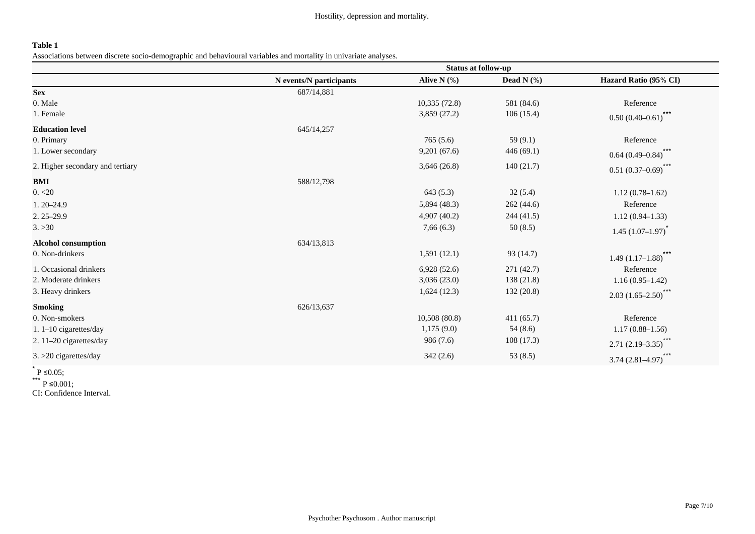**Table 1**

Associations between discrete socio-demographic and behavioural variables and mortality in univariate analyses.

| | | Status at follow-up | | |
|---|---|---|---|---|
| | N events/N participants | Alive N (%) | Dead N (%) | Hazard Ratio (95% CI) |
| **Sex** | 687/14,881 | | | |
| 0. Male | | 10,335 (72.8) | 581 (84.6) | Reference |
| 1. Female | | 3,859 (27.2) | 106 (15.4) | 0.50 (0.40–0.61)*** |
| **Education level** | 645/14,257 | | | |
| 0. Primary | | 765 (5.6) | 59 (9.1) | Reference |
| 1. Lower secondary | | 9,201 (67.6) | 446 (69.1) | 0.64 (0.49–0.84)*** |
| 2. Higher secondary and tertiary | | 3,646 (26.8) | 140 (21.7) | 0.51 (0.37–0.69)*** |
| **BMI** | 588/12,798 | | | |
| 0. <20 | | 643 (5.3) | 32 (5.4) | 1.12 (0.78–1.62) |
| 1. 20–24.9 | | 5,894 (48.3) | 262 (44.6) | Reference |
| 2. 25–29.9 | | 4,907 (40.2) | 244 (41.5) | 1.12 (0.94–1.33) |
| 3. >30 | | 7,66 (6.3) | 50 (8.5) | 1.45 (1.07–1.97)* |
| **Alcohol consumption** | 634/13,813 | | | |
| 0. Non-drinkers | | 1,591 (12.1) | 93 (14.7) | 1.49 (1.17–1.88)*** |
| 1. Occasional drinkers | | 6,928 (52.6) | 271 (42.7) | Reference |
| 2. Moderate drinkers | | 3,036 (23.0) | 138 (21.8) | 1.16 (0.95–1.42) |
| 3. Heavy drinkers | | 1,624 (12.3) | 132 (20.8) | 2.03 (1.65–2.50)*** |
| **Smoking** | 626/13,637 | | | |
| 0. Non-smokers | | 10,508 (80.8) | 411 (65.7) | Reference |
| 1. 1–10 cigarettes/day | | 1,175 (9.0) | 54 (8.6) | 1.17 (0.88–1.56) |
| 2. 11–20 cigarettes/day | | 986 (7.6) | 108 (17.3) | 2.71 (2.19–3.35)*** |
| 3. >20 cigarettes/day | | 342 (2.6) | 53 (8.5) | 3.74 (2.81–4.97)*** |

* $P \leq 0.05$;

*** $P \leq 0.001$;

CI: Confidence Interval.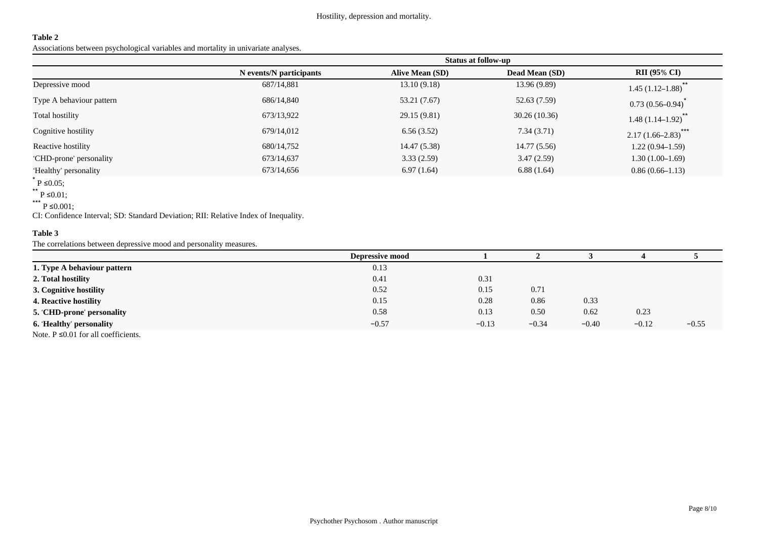**Table 2**

Associations between psychological variables and mortality in univariate analyses.

| | | Status at follow-up | | |
|---|---|---|---|---|
| | N events/N participants | Alive Mean (SD) | Dead Mean (SD) | RII (95% CI) |
| Depressive mood | 687/14,881 | 13.10 (9.18) | 13.96 (9.89) | 1.45 (1.12–1.88)** |
| Type A behaviour pattern | 686/14,840 | 53.21 (7.67) | 52.63 (7.59) | 0.73 (0.56–0.94)* |
| Total hostility | 673/13,922 | 29.15 (9.81) | 30.26 (10.36) | 1.48 (1.14–1.92)** |
| Cognitive hostility | 679/14,012 | 6.56 (3.52) | 7.34 (3.71) | 2.17 (1.66–2.83)*** |
| Reactive hostility | 680/14,752 | 14.47 (5.38) | 14.77 (5.56) | 1.22 (0.94–1.59) |
| 'CHD-prone' personality | 673/14,637 | 3.33 (2.59) | 3.47 (2.59) | 1.30 (1.00–1.69) |
| 'Healthy' personality | 673/14,656 | 6.97 (1.64) | 6.88 (1.64) | 0.86 (0.66–1.13) |

\* P ≤0.05;

\** P ≤0.01;

\*** P ≤0.001;

CI: Confidence Interval; SD: Standard Deviation; RII: Relative Index of Inequality.

**Table 3**

The correlations between depressive mood and personality measures.

| | Depressive mood | 1 | 2 | 3 | 4 | 5 |
|---|---|---|---|---|---|---|
| **1. Type A behaviour pattern** | 0.13 | | | | | |
| **2. Total hostility** | 0.41 | 0.31 | | | | |
| **3. Cognitive hostility** | 0.52 | 0.15 | 0.71 | | | |
| **4. Reactive hostility** | 0.15 | 0.28 | 0.86 | 0.33 | | |
| **5. 'CHD-prone' personality** | 0.58 | 0.13 | 0.50 | 0.62 | 0.23 | |
| **6. 'Healthy' personality** | −0.57 | −0.13 | −0.34 | −0.40 | −0.12 | −0.55 |

Note. P ≤0.01 for all coefficients.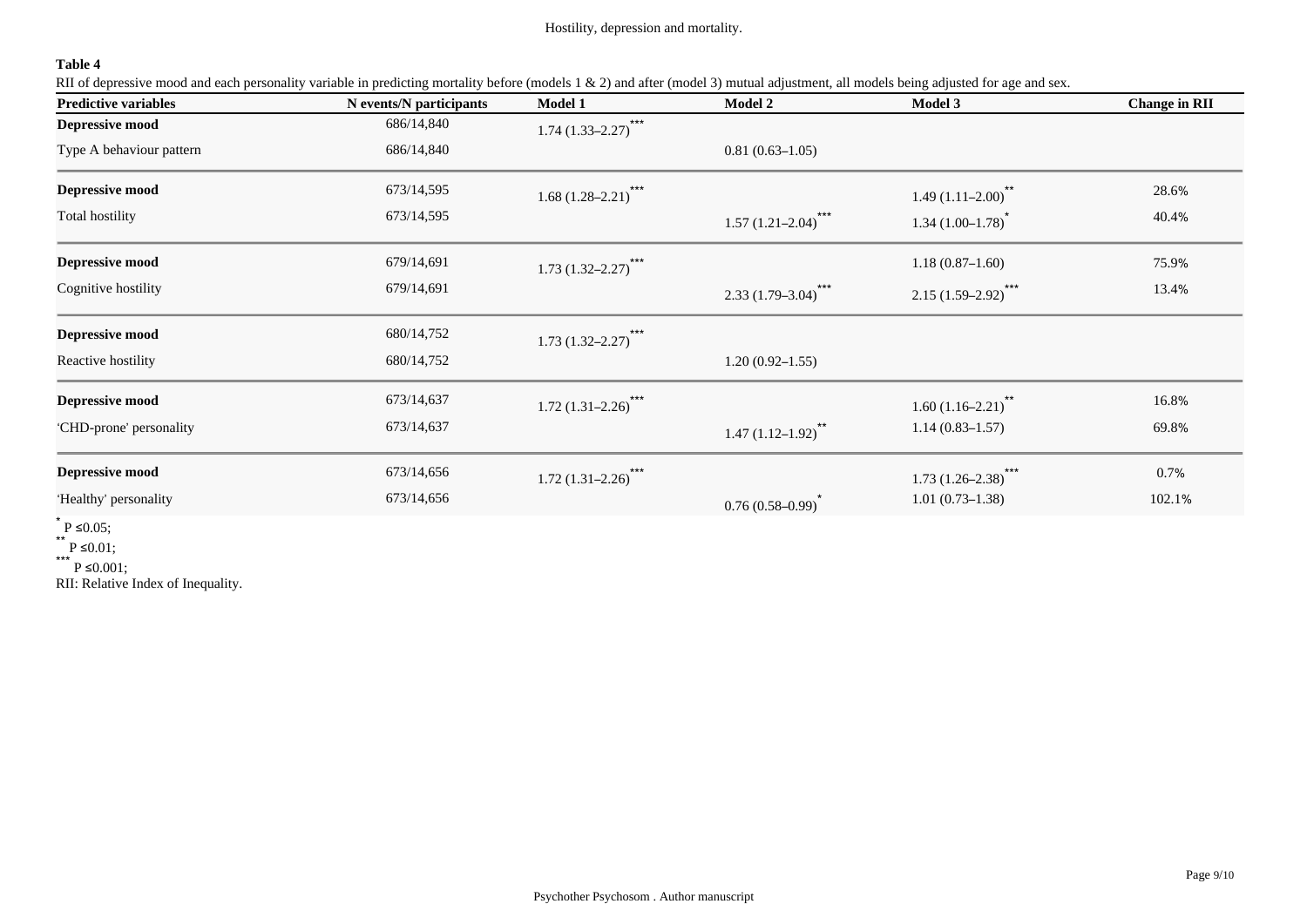**Table 4**

RII of depressive mood and each personality variable in predicting mortality before (models 1 & 2) and after (model 3) mutual adjustment, all models being adjusted for age and sex.

| Predictive variables | N events/N participants | Model 1 | Model 2 | Model 3 | Change in RII |
|---|---|---|---|---|---|
| **Depressive mood** | 686/14,840 | 1.74 (1.33–2.27)*** | | | |
| Type A behaviour pattern | 686/14,840 | | 0.81 (0.63–1.05) | | |
| **Depressive mood** | 673/14,595 | 1.68 (1.28–2.21)*** | | 1.49 (1.11–2.00)** | 28.6% |
| Total hostility | 673/14,595 | | 1.57 (1.21–2.04)*** | 1.34 (1.00–1.78)* | 40.4% |
| **Depressive mood** | 679/14,691 | 1.73 (1.32–2.27)*** | | 1.18 (0.87–1.60) | 75.9% |
| Cognitive hostility | 679/14,691 | | 2.33 (1.79–3.04)*** | 2.15 (1.59–2.92)*** | 13.4% |
| **Depressive mood** | 680/14,752 | 1.73 (1.32–2.27)*** | | | |
| Reactive hostility | 680/14,752 | | 1.20 (0.92–1.55) | | |
| **Depressive mood** | 673/14,637 | 1.72 (1.31–2.26)*** | | 1.60 (1.16–2.21)** | 16.8% |
| 'CHD-prone' personality | 673/14,637 | | 1.47 (1.12–1.92)** | 1.14 (0.83–1.57) | 69.8% |
| **Depressive mood** | 673/14,656 | 1.72 (1.31–2.26)*** | | 1.73 (1.26–2.38)*** | 0.7% |
| 'Healthy' personality | 673/14,656 | | 0.76 (0.58–0.99)* | 1.01 (0.73–1.38) | 102.1% |

\* $P \leq 0.05$;

\*\* $P \leq 0.01$;

\*\*\* $P \leq 0.001$;

RII: Relative Index of Inequality.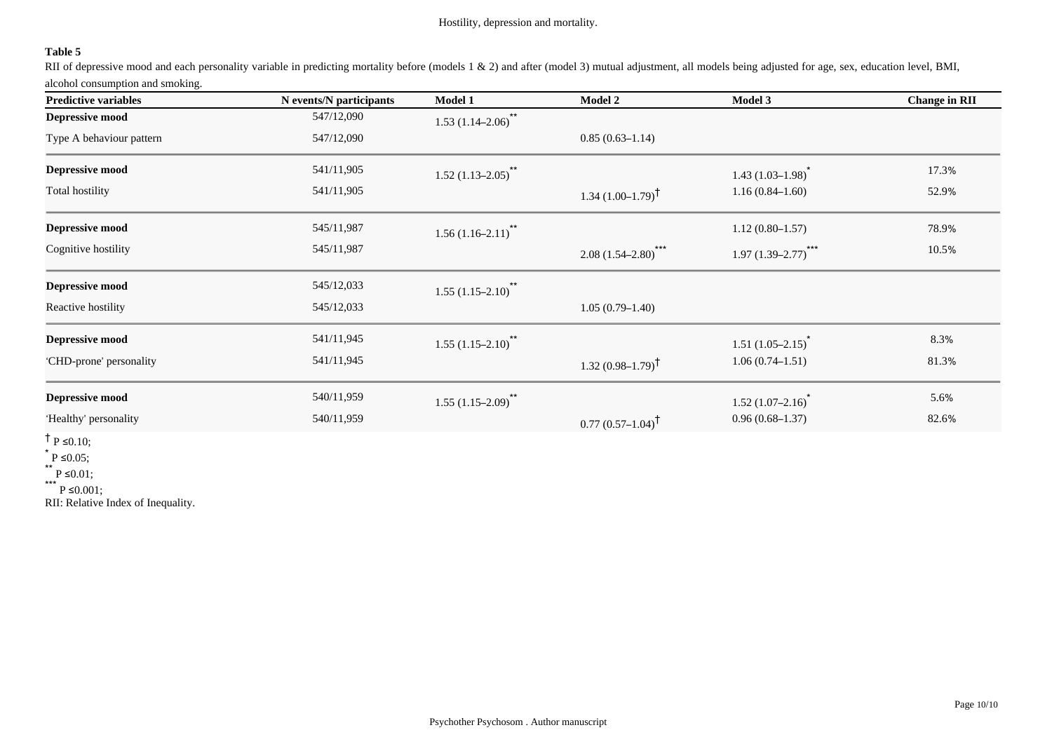**Table 5**

RII of depressive mood and each personality variable in predicting mortality before (models 1 & 2) and after (model 3) mutual adjustment, all models being adjusted for age, sex, education level, BMI, alcohol consumption and smoking.

| Predictive variables | N events/N participants | Model 1 | Model 2 | Model 3 | Change in RII |
|---|---|---|---|---|---|
| **Depressive mood** | 547/12,090 | 1.53 (1.14–2.06)** | | | |
| Type A behaviour pattern | 547/12,090 | | 0.85 (0.63–1.14) | | |
| **Depressive mood** | 541/11,905 | 1.52 (1.13–2.05)** | | 1.43 (1.03–1.98)* | 17.3% |
| Total hostility | 541/11,905 | | 1.34 (1.00–1.79)† | 1.16 (0.84–1.60) | 52.9% |
| **Depressive mood** | 545/11,987 | 1.56 (1.16–2.11)** | | 1.12 (0.80–1.57) | 78.9% |
| Cognitive hostility | 545/11,987 | | 2.08 (1.54–2.80)*** | 1.97 (1.39–2.77)*** | 10.5% |
| **Depressive mood** | 545/12,033 | 1.55 (1.15–2.10)** | | | |
| Reactive hostility | 545/12,033 | | 1.05 (0.79–1.40) | | |
| **Depressive mood** | 541/11,945 | 1.55 (1.15–2.10)** | | 1.51 (1.05–2.15)* | 8.3% |
| 'CHD-prone' personality | 541/11,945 | | 1.32 (0.98–1.79)† | 1.06 (0.74–1.51) | 81.3% |
| **Depressive mood** | 540/11,959 | 1.55 (1.15–2.09)** | | 1.52 (1.07–2.16)* | 5.6% |
| 'Healthy' personality | 540/11,959 | | 0.77 (0.57–1.04)† | 0.96 (0.68–1.37) | 82.6% |

† P ≤0.10;

* P ≤0.05;

** P ≤0.01;

*** P ≤0.001;

RII: Relative Index of Inequality.